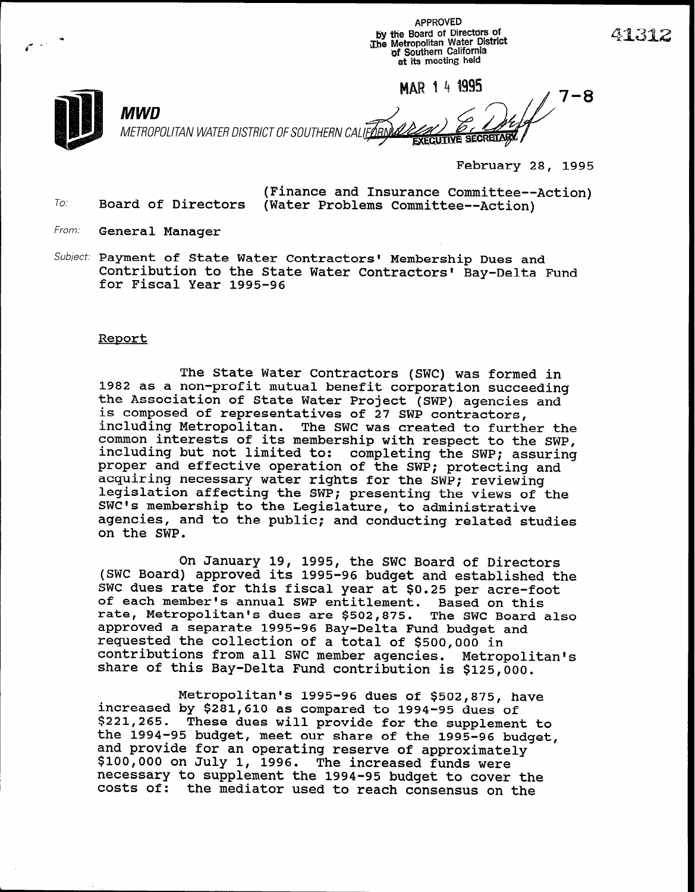APPROVED
by the Board of Directors of
The Metropolitan Water District
of Southern California
at its meeting held

MAR 14 1995

EXECUTIVE SECRETARY

41312

7-8

**MWD**

METROPOLITAN WATER DISTRICT OF SOUTHERN CALIFORNIA

February 28, 1995

To: Board of Directors (Finance and Insurance Committee--Action)
(Water Problems Committee--Action)

From: General Manager

Subject: Payment of State Water Contractors' Membership Dues and Contribution to the State Water Contractors' Bay-Delta Fund for Fiscal Year 1995-96

## Report

The State Water Contractors (SWC) was formed in 1982 as a non-profit mutual benefit corporation succeeding the Association of State Water Project (SWP) agencies and is composed of representatives of 27 SWP contractors, including Metropolitan. The SWC was created to further the common interests of its membership with respect to the SWP, including but not limited to: completing the SWP; assuring proper and effective operation of the SWP; protecting and acquiring necessary water rights for the SWP; reviewing legislation affecting the SWP; presenting the views of the SWC's membership to the Legislature, to administrative agencies, and to the public; and conducting related studies on the SWP.

On January 19, 1995, the SWC Board of Directors (SWC Board) approved its 1995-96 budget and established the SWC dues rate for this fiscal year at $0.25 per acre-foot of each member's annual SWP entitlement. Based on this rate, Metropolitan's dues are $502,875. The SWC Board also approved a separate 1995-96 Bay-Delta Fund budget and requested the collection of a total of $500,000 in contributions from all SWC member agencies. Metropolitan's share of this Bay-Delta Fund contribution is $125,000.

Metropolitan's 1995-96 dues of $502,875, have increased by $281,610 as compared to 1994-95 dues of $221,265. These dues will provide for the supplement to the 1994-95 budget, meet our share of the 1995-96 budget, and provide for an operating reserve of approximately $100,000 on July 1, 1996. The increased funds were necessary to supplement the 1994-95 budget to cover the costs of: the mediator used to reach consensus on the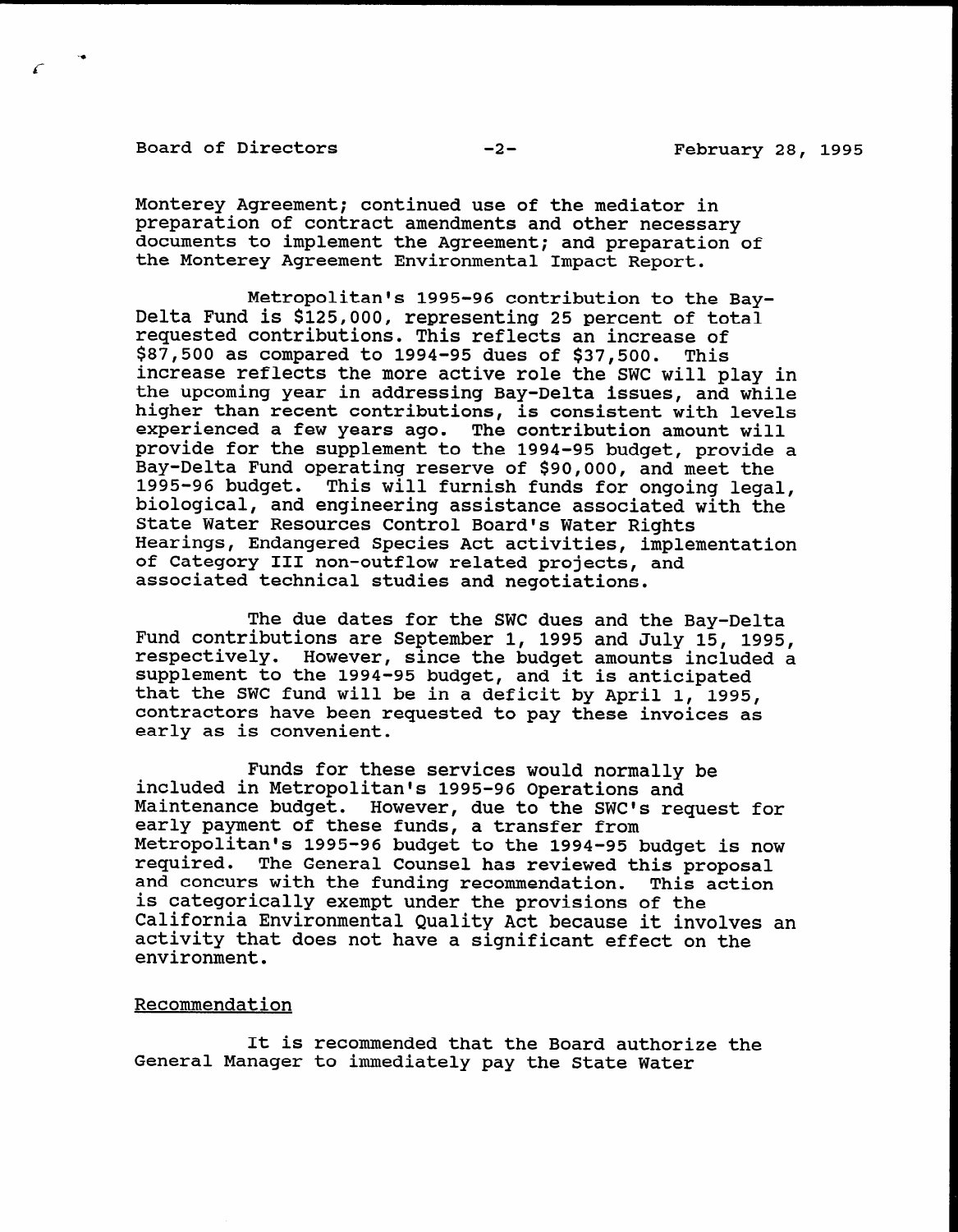Monterey Agreement; continued use of the mediator in preparation of contract amendments and other necessary documents to implement the Agreement; and preparation of the Monterey Agreement Environmental Impact Report.

Metropolitan's 1995-96 contribution to the Bay-Delta Fund is $125,000, representing 25 percent of total requested contributions. This reflects an increase of $87,500 as compared to 1994-95 dues of $37,500. This increase reflects the more active role the SWC will play in the upcoming year in addressing Bay-Delta issues, and while higher than recent contributions, is consistent with levels experienced a few years ago. The contribution amount will provide for the supplement to the 1994-95 budget, provide a Bay-Delta Fund operating reserve of $90,000, and meet the 1995-96 budget. This will furnish funds for ongoing legal, biological, and engineering assistance associated with the State Water Resources Control Board's Water Rights Hearings, Endangered Species Act activities, implementation of Category III non-outflow related projects, and associated technical studies and negotiations.

The due dates for the SWC dues and the Bay-Delta Fund contributions are September 1, 1995 and July 15, 1995, respectively. However, since the budget amounts included a supplement to the 1994-95 budget, and it is anticipated that the SWC fund will be in a deficit by April 1, 1995, contractors have been requested to pay these invoices as early as is convenient.

Funds for these services would normally be included in Metropolitan's 1995-96 Operations and Maintenance budget. However, due to the SWC's request for early payment of these funds, a transfer from Metropolitan's 1995-96 budget to the 1994-95 budget is now required. The General Counsel has reviewed this proposal and concurs with the funding recommendation. This action is categorically exempt under the provisions of the California Environmental Quality Act because it involves an activity that does not have a significant effect on the environment.

## Recommendation

It is recommended that the Board authorize the General Manager to immediately pay the State Water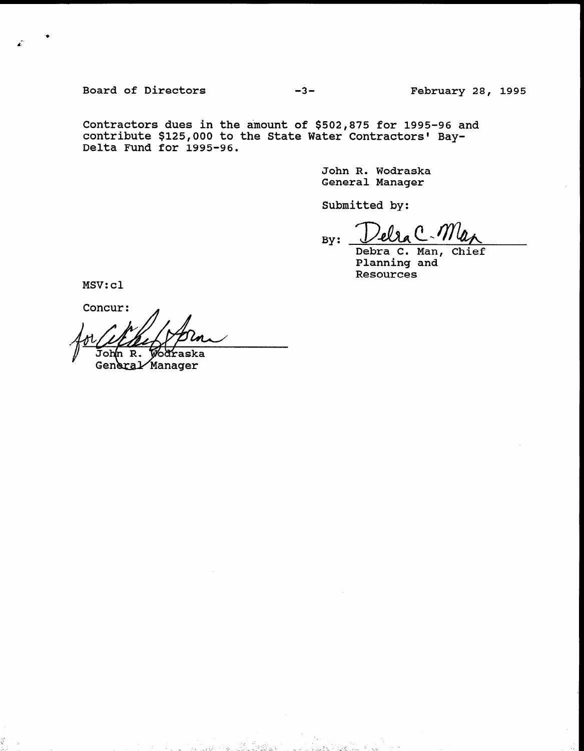Contractors dues in the amount of $502,875 for 1995-96 and contribute $125,000 to the State Water Contractors' Bay-Delta Fund for 1995-96.

John R. Wodraska
General Manager

Submitted by:

By: Debra C. Man

Debra C. Man, Chief
Planning and
Resources

MSV:cl

Concur:

for

John R. Wodraska
General Manager